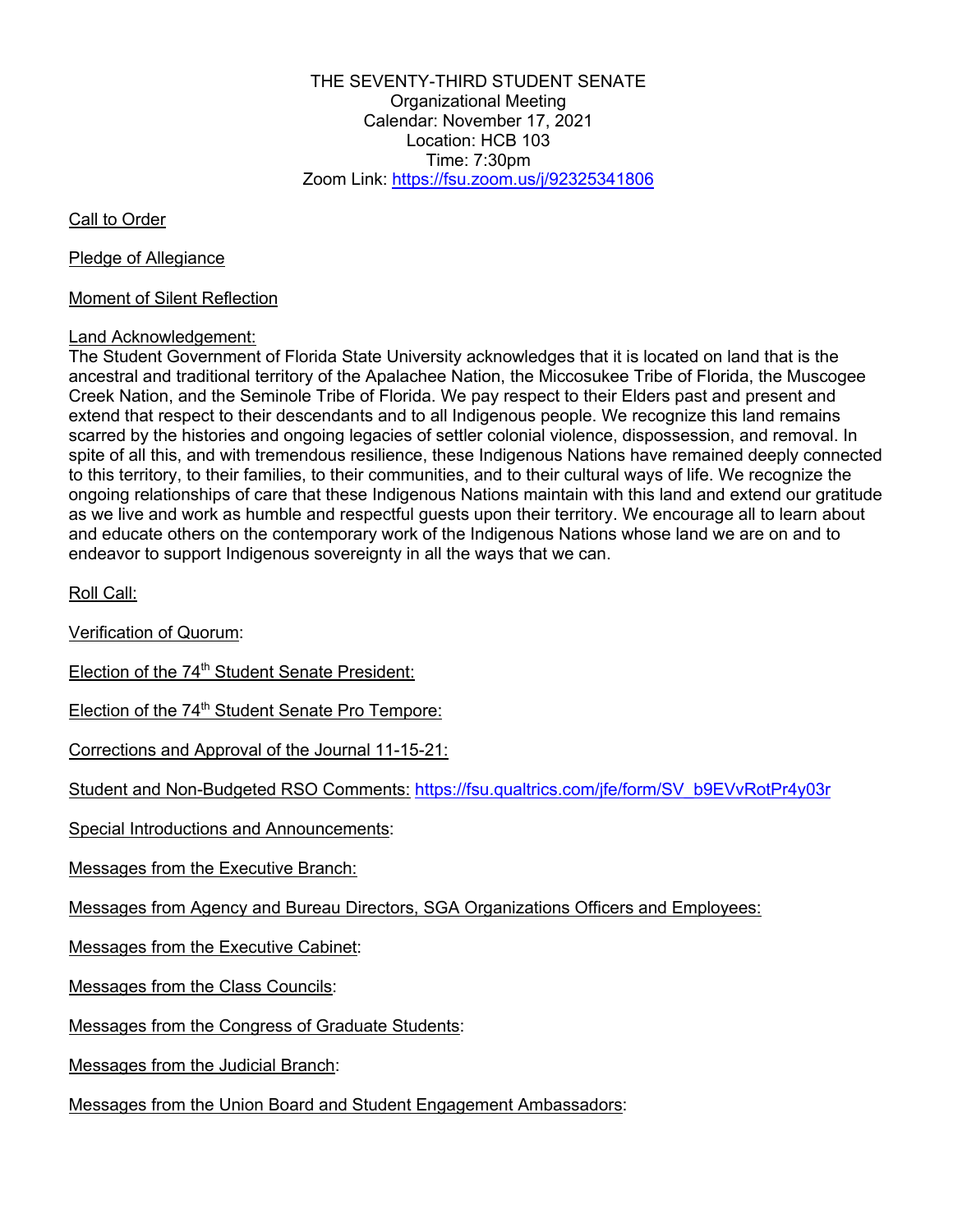THE SEVENTY-THIRD STUDENT SENATE
Organizational Meeting
Calendar: November 17, 2021
Location: HCB 103
Time: 7:30pm
Zoom Link: https://fsu.zoom.us/j/92325341806

Call to Order

Pledge of Allegiance

Moment of Silent Reflection

Land Acknowledgement:
The Student Government of Florida State University acknowledges that it is located on land that is the ancestral and traditional territory of the Apalachee Nation, the Miccosukee Tribe of Florida, the Muscogee Creek Nation, and the Seminole Tribe of Florida. We pay respect to their Elders past and present and extend that respect to their descendants and to all Indigenous people. We recognize this land remains scarred by the histories and ongoing legacies of settler colonial violence, dispossession, and removal. In spite of all this, and with tremendous resilience, these Indigenous Nations have remained deeply connected to this territory, to their families, to their communities, and to their cultural ways of life. We recognize the ongoing relationships of care that these Indigenous Nations maintain with this land and extend our gratitude as we live and work as humble and respectful guests upon their territory. We encourage all to learn about and educate others on the contemporary work of the Indigenous Nations whose land we are on and to endeavor to support Indigenous sovereignty in all the ways that we can.

Roll Call:

Verification of Quorum:

Election of the 74th Student Senate President:

Election of the 74th Student Senate Pro Tempore:

Corrections and Approval of the Journal 11-15-21:

Student and Non-Budgeted RSO Comments: https://fsu.qualtrics.com/jfe/form/SV_b9EVvRotPr4y03r

Special Introductions and Announcements:

Messages from the Executive Branch:

Messages from Agency and Bureau Directors, SGA Organizations Officers and Employees:

Messages from the Executive Cabinet:

Messages from the Class Councils:

Messages from the Congress of Graduate Students:

Messages from the Judicial Branch:

Messages from the Union Board and Student Engagement Ambassadors: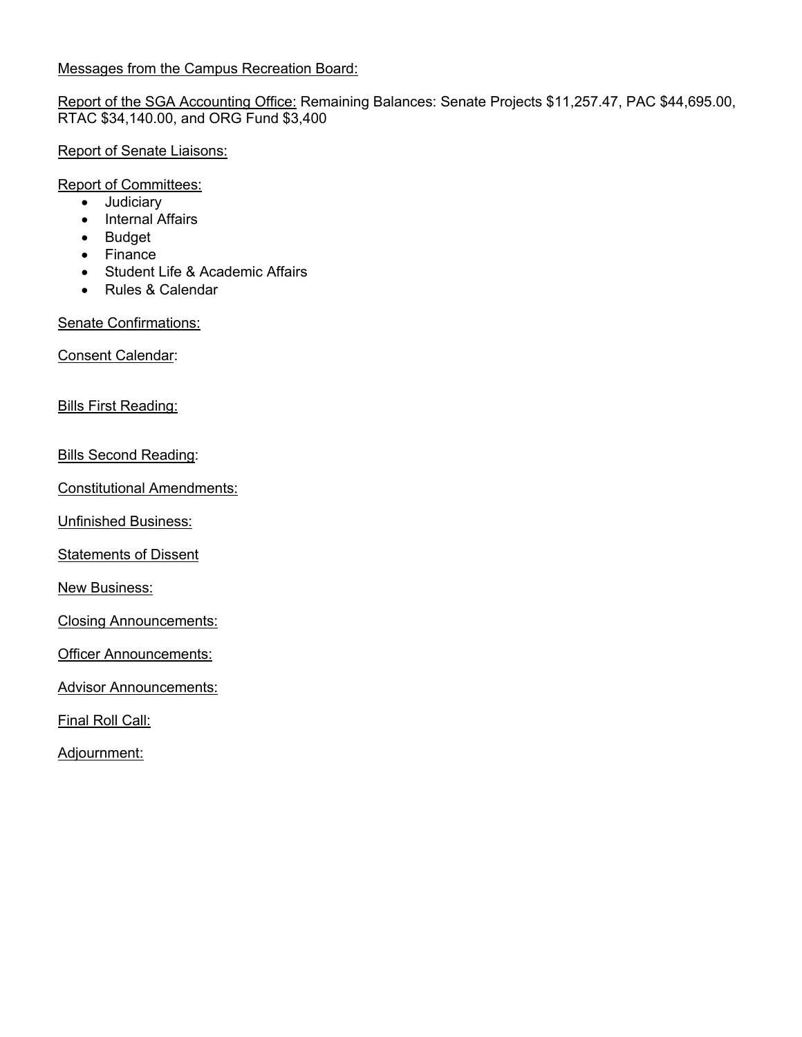<u>Messages from the Campus Recreation Board:</u>

<u>Report of the SGA Accounting Office:</u> Remaining Balances: Senate Projects $11,257.47, PAC $44,695.00, RTAC $34,140.00, and ORG Fund $3,400

<u>Report of Senate Liaisons:</u>

<u>Report of Committees:</u>

- Judiciary
- Internal Affairs
- Budget
- Finance
- Student Life & Academic Affairs
- Rules & Calendar

<u>Senate Confirmations:</u>

<u>Consent Calendar</u>:

<u>Bills First Reading:</u>

<u>Bills Second Reading</u>:

<u>Constitutional Amendments:</u>

<u>Unfinished Business:</u>

<u>Statements of Dissent</u>

<u>New Business:</u>

<u>Closing Announcements:</u>

<u>Officer Announcements:</u>

<u>Advisor Announcements:</u>

<u>Final Roll Call:</u>

<u>Adjournment:</u>